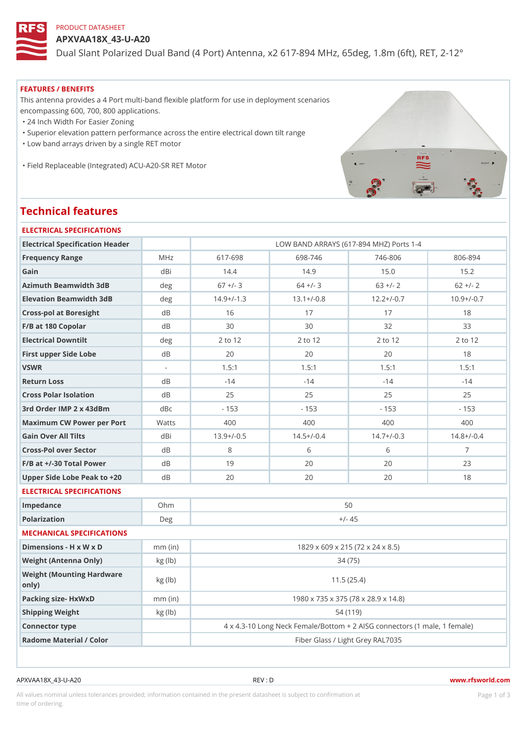PRODUCT DATASHEET

# APXVAA18X_43-U-A20

Dual Slant Polarized Dual Band (4 Port) Antenna, x2 617-894 MHz, 65deg, 1.8m (6ft), RET, 2-12°

## FEATURES / BENEFITS

This antenna provides a 4 Port multi-band flexible platform for use in deployment scenarios encompassing 600, 700, 800 applications.

- 24 Inch Width For Easier Zoning
- Superior elevation pattern performance across the entire electrical down tilt range
- Low band arrays driven by a single RET motor
- Field Replaceable (Integrated) ACU-A20-SR RET Motor

## Technical features

### ELECTRICAL SPECIFICATIONS

| Electrical Specification Header | | LOW BAND ARRAYS (617-894 MHZ) Ports 1-4 | | | |
|---|---|---|---|---|---|
| Frequency Range | MHz | 617-698 | 698-746 | 746-806 | 806-894 |
| Gain | dBi | 14.4 | 14.9 | 15.0 | 15.2 |
| Azimuth Beamwidth 3dB | deg | 67 +/- 3 | 64 +/- 3 | 63 +/- 2 | 62 +/- 2 |
| Elevation Beamwidth 3dB | deg | 14.9+/-1.3 | 13.1+/-0.8 | 12.2+/-0.7 | 10.9+/-0.7 |
| Cross-pol at Boresight | dB | 16 | 17 | 17 | 18 |
| F/B at 180 Copolar | dB | 30 | 30 | 32 | 33 |
| Electrical Downtilt | deg | 2 to 12 | 2 to 12 | 2 to 12 | 2 to 12 |
| First upper Side Lobe | dB | 20 | 20 | 20 | 18 |
| VSWR | - | 1.5:1 | 1.5:1 | 1.5:1 | 1.5:1 |
| Return Loss | dB | -14 | -14 | -14 | -14 |
| Cross Polar Isolation | dB | 25 | 25 | 25 | 25 |
| 3rd Order IMP 2 x 43dBm | dBc | - 153 | - 153 | - 153 | - 153 |
| Maximum CW Power per Port | Watts | 400 | 400 | 400 | 400 |
| Gain Over All Tilts | dBi | 13.9+/-0.5 | 14.5+/-0.4 | 14.7+/-0.3 | 14.8+/-0.4 |
| Cross-Pol over Sector | dB | 8 | 6 | 6 | 7 |
| F/B at +/-30 Total Power | dB | 19 | 20 | 20 | 23 |
| Upper Side Lobe Peak to +20 | dB | 20 | 20 | 20 | 18 |

### ELECTRICAL SPECIFICATIONS

| | | |
|---|---|---|
| Impedance | Ohm | 50 |
| Polarization | Deg | +/- 45 |

### MECHANICAL SPECIFICATIONS

| | | |
|---|---|---|
| Dimensions - H x W x D | mm (in) | 1829 x 609 x 215 (72 x 24 x 8.5) |
| Weight (Antenna Only) | kg (lb) | 34 (75) |
| Weight (Mounting Hardware only) | kg (lb) | 11.5 (25.4) |
| Packing size- HxWxD | mm (in) | 1980 x 735 x 375 (78 x 28.9 x 14.8) |
| Shipping Weight | kg (lb) | 54 (119) |
| Connector type | | 4 x 4.3-10 Long Neck Female/Bottom + 2 AISG connectors (1 male, 1 female) |
| Radome Material / Color | | Fiber Glass / Light Grey RAL7035 |

APXVAA18X_43-U-A20 REV : D www.rfsworld.com

All values nominal unless tolerances provided; information contained in the present datasheet is subject to confirmation at time of ordering.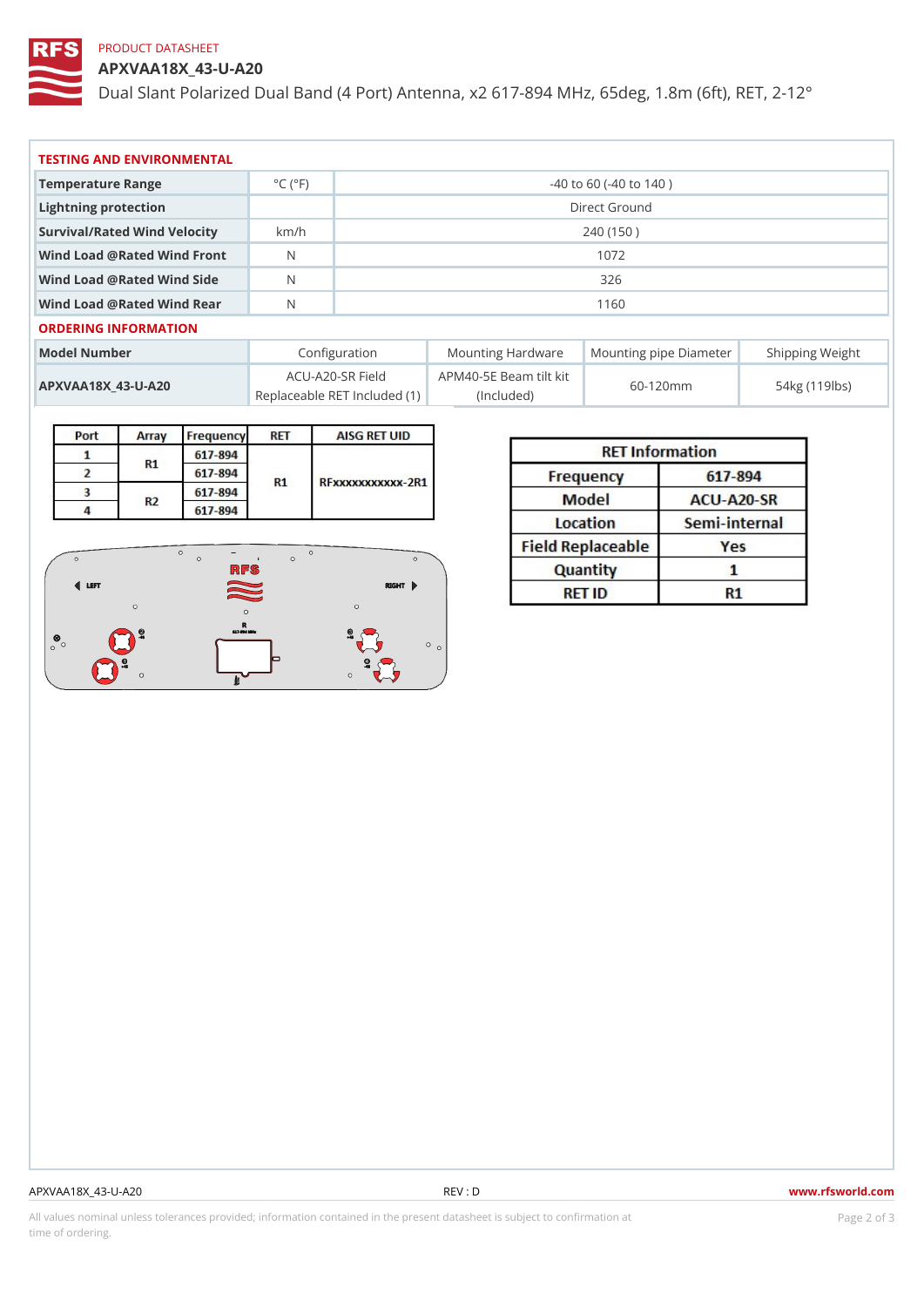PRODUCT DATASHEET

# APXVAA18X_43-U-A20

Dual Slant Polarized Dual Band (4 Port) Antenna, x2 617-894 MHz, 65deg, 1.8m (6ft), RET, 2-12°

## TESTING AND ENVIRONMENTAL

| | | |
|---|---|---|
| Temperature Range | °C (°F) | -40 to 60 (-40 to 140 ) |
| Lightning protection | | Direct Ground |
| Survival/Rated Wind Velocity | km/h | 240 (150 ) |
| Wind Load @Rated Wind Front | N | 1072 |
| Wind Load @Rated Wind Side | N | 326 |
| Wind Load @Rated Wind Rear | N | 1160 |

## ORDERING INFORMATION

| Model Number | Configuration | Mounting Hardware | Mounting pipe Diameter | Shipping Weight |
|---|---|---|---|---|
| APXVAA18X_43-U-A20 | ACU-A20-SR Field Replaceable RET Included (1) | APM40-5E Beam tilt kit (Included) | 60-120mm | 54kg (119lbs) |

| Port | Array | Frequency | RET | AISG RET UID |
|---|---|---|---|---|
| 1 | R1 | 617-894 | R1 | RFxxxxxxxxxxx-2R1 |
| 2 | | 617-894 | | |
| 3 | R2 | 617-894 | | |
| 4 | | 617-894 | | |

| RET Information | |
|---|---|
| Frequency | 617-894 |
| Model | ACU-A20-SR |
| Location | Semi-internal |
| Field Replaceable | Yes |
| Quantity | 1 |
| RET ID | R1 |

APXVAA18X_43-U-A20 REV : D www.rfsworld.com

All values nominal unless tolerances provided; information contained in the present datasheet is subject to confirmation at time of ordering.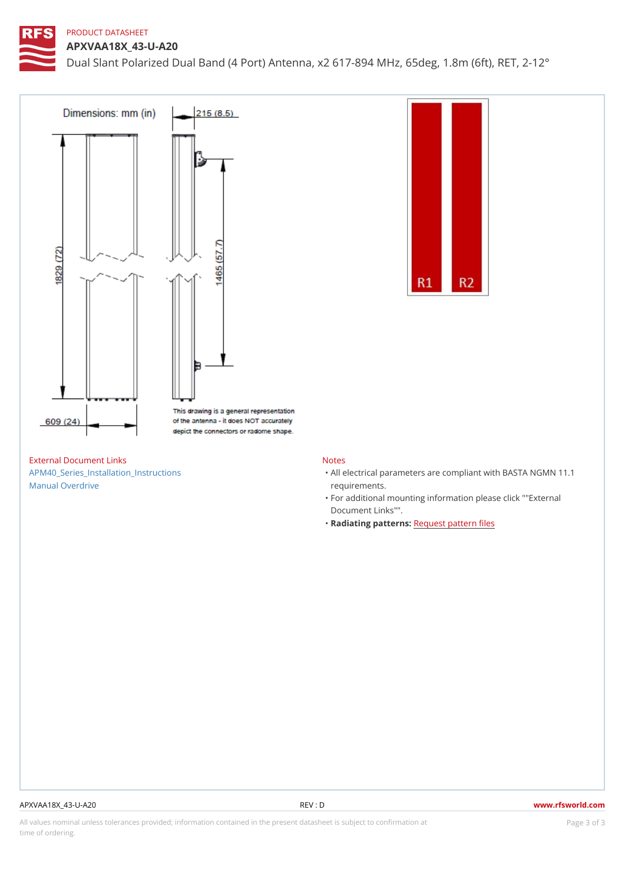PRODUCT DATASHEET

# APXVAA18X_43-U-A20

Dual Slant Polarized Dual Band (4 Port) Antenna, x2 617-894 MHz, 65deg, 1.8m (6ft), RET, 2-12°

Dimensions: mm (in)

215 (8.5)

1829 (72)

1465 (57.7)

609 (24)

This drawing is a general representation of the antenna - it does NOT accurately depict the connectors or radome shape.

R1

R2

## External Document Links

APM40_Series_Installation_Instructions

Manual Overdrive

## Notes

- All electrical parameters are compliant with BASTA NGMN 11.1 requirements.
- For additional mounting information please click ""External Document Links"".
- **Radiating patterns:** Request pattern files

APXVAA18X_43-U-A20 REV : D www.rfsworld.com

All values nominal unless tolerances provided; information contained in the present datasheet is subject to confirmation at time of ordering.